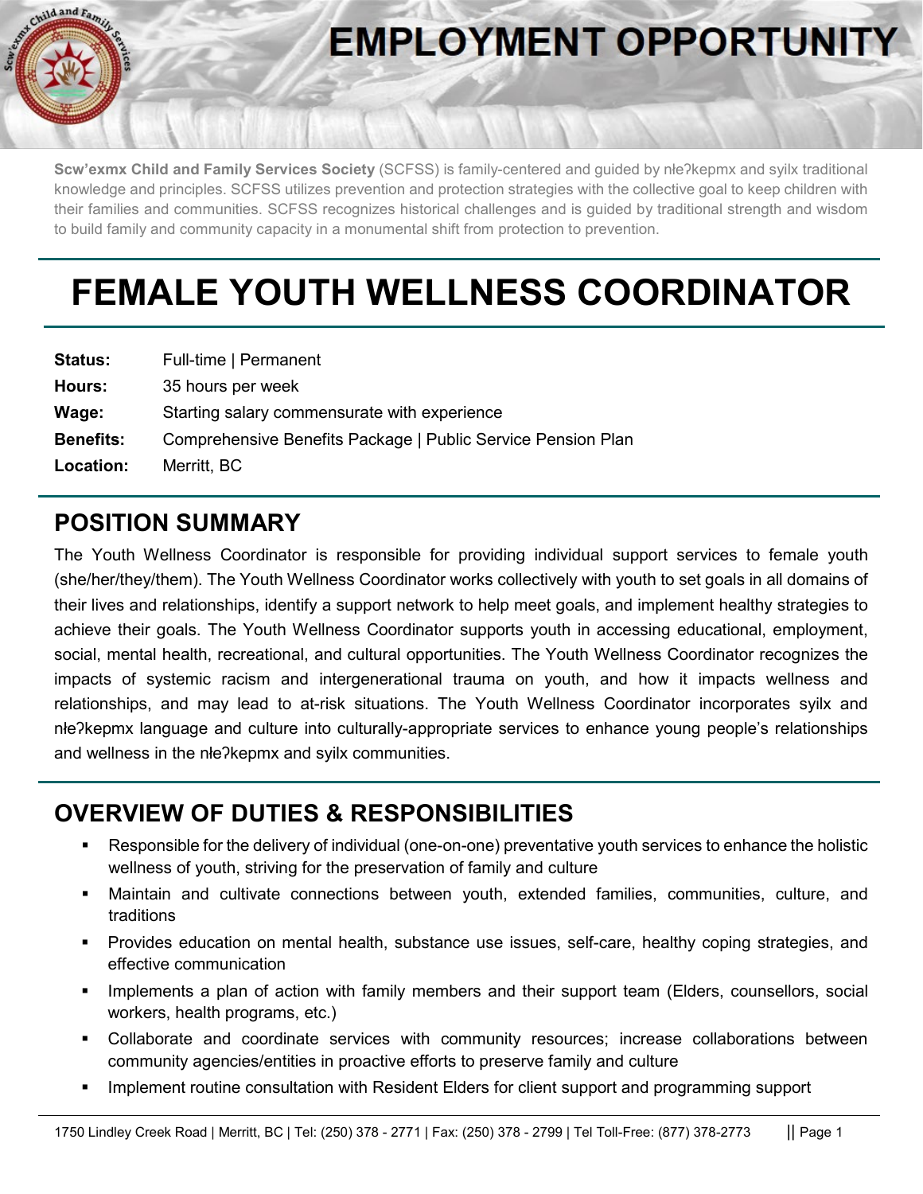# EMPLOYMENT OPPORTUNITY

**Scw'exmx Child and Family Services Society** (SCFSS) is family-centered and guided by nłeʔkepmx and syilx traditional knowledge and principles. SCFSS utilizes prevention and protection strategies with the collective goal to keep children with their families and communities. SCFSS recognizes historical challenges and is guided by traditional strength and wisdom to build family and community capacity in a monumental shift from protection to prevention.

# FEMALE YOUTH WELLNESS COORDINATOR

| | |
|---|---|
| **Status:** | Full-time \| Permanent |
| **Hours:** | 35 hours per week |
| **Wage:** | Starting salary commensurate with experience |
| **Benefits:** | Comprehensive Benefits Package \| Public Service Pension Plan |
| **Location:** | Merritt, BC |

## POSITION SUMMARY

The Youth Wellness Coordinator is responsible for providing individual support services to female youth (she/her/they/them). The Youth Wellness Coordinator works collectively with youth to set goals in all domains of their lives and relationships, identify a support network to help meet goals, and implement healthy strategies to achieve their goals. The Youth Wellness Coordinator supports youth in accessing educational, employment, social, mental health, recreational, and cultural opportunities. The Youth Wellness Coordinator recognizes the impacts of systemic racism and intergenerational trauma on youth, and how it impacts wellness and relationships, and may lead to at-risk situations. The Youth Wellness Coordinator incorporates syilx and nłeʔkepmx language and culture into culturally-appropriate services to enhance young people's relationships and wellness in the nłeʔkepmx and syilx communities.

## OVERVIEW OF DUTIES & RESPONSIBILITIES

- Responsible for the delivery of individual (one-on-one) preventative youth services to enhance the holistic wellness of youth, striving for the preservation of family and culture
- Maintain and cultivate connections between youth, extended families, communities, culture, and traditions
- Provides education on mental health, substance use issues, self-care, healthy coping strategies, and effective communication
- Implements a plan of action with family members and their support team (Elders, counsellors, social workers, health programs, etc.)
- Collaborate and coordinate services with community resources; increase collaborations between community agencies/entities in proactive efforts to preserve family and culture
- Implement routine consultation with Resident Elders for client support and programming support

1750 Lindley Creek Road | Merritt, BC | Tel: (250) 378 - 2771 | Fax: (250) 378 - 2799 | Tel Toll-Free: (877) 378-2773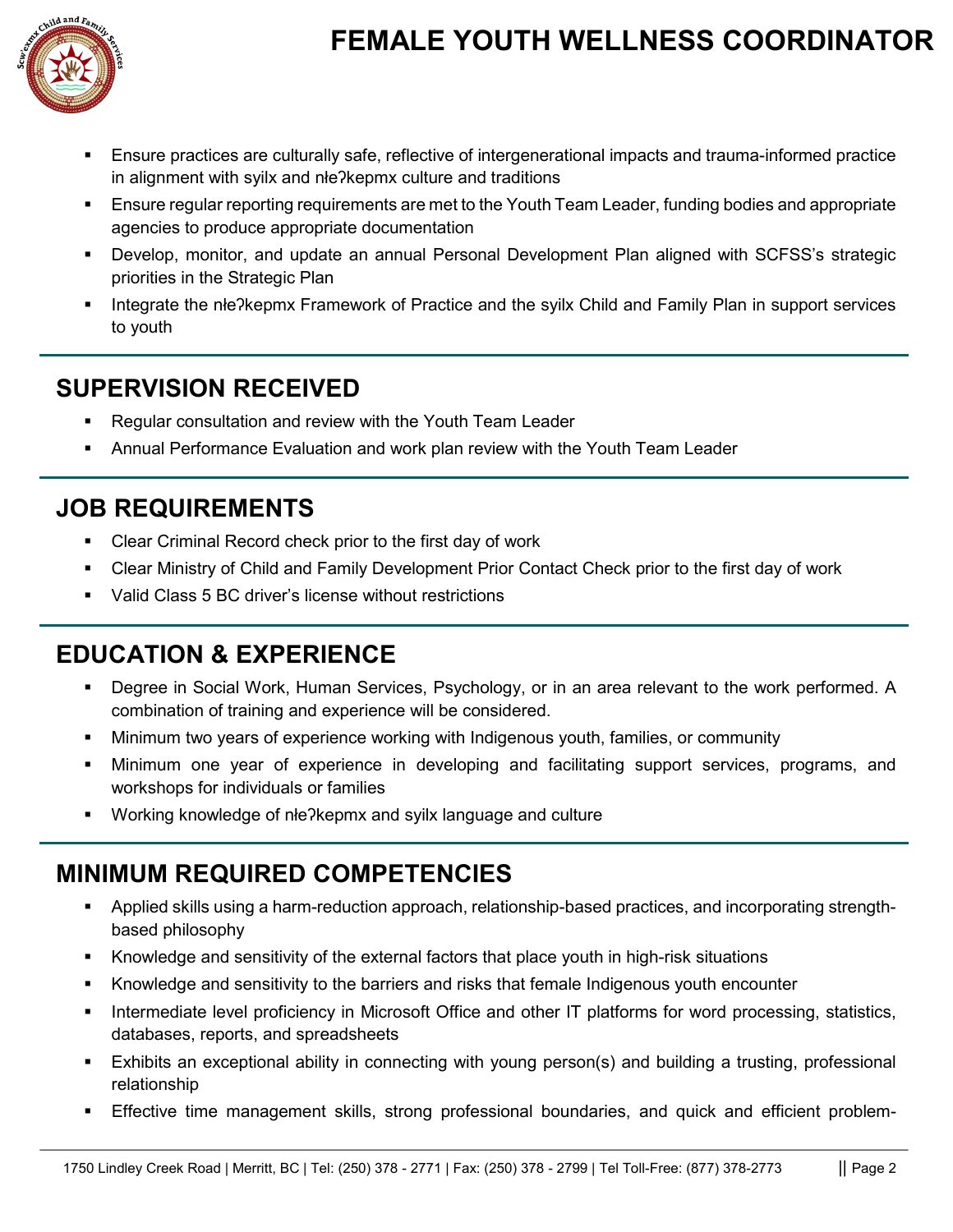- Ensure practices are culturally safe, reflective of intergenerational impacts and trauma-informed practice in alignment with syilx and nłeʔkepmx culture and traditions
- Ensure regular reporting requirements are met to the Youth Team Leader, funding bodies and appropriate agencies to produce appropriate documentation
- Develop, monitor, and update an annual Personal Development Plan aligned with SCFSS's strategic priorities in the Strategic Plan
- Integrate the nłeʔkepmx Framework of Practice and the syilx Child and Family Plan in support services to youth

## SUPERVISION RECEIVED

- Regular consultation and review with the Youth Team Leader
- Annual Performance Evaluation and work plan review with the Youth Team Leader

## JOB REQUIREMENTS

- Clear Criminal Record check prior to the first day of work
- Clear Ministry of Child and Family Development Prior Contact Check prior to the first day of work
- Valid Class 5 BC driver's license without restrictions

## EDUCATION & EXPERIENCE

- Degree in Social Work, Human Services, Psychology, or in an area relevant to the work performed. A combination of training and experience will be considered.
- Minimum two years of experience working with Indigenous youth, families, or community
- Minimum one year of experience in developing and facilitating support services, programs, and workshops for individuals or families
- Working knowledge of nłeʔkepmx and syilx language and culture

## MINIMUM REQUIRED COMPETENCIES

- Applied skills using a harm-reduction approach, relationship-based practices, and incorporating strength-based philosophy
- Knowledge and sensitivity of the external factors that place youth in high-risk situations
- Knowledge and sensitivity to the barriers and risks that female Indigenous youth encounter
- Intermediate level proficiency in Microsoft Office and other IT platforms for word processing, statistics, databases, reports, and spreadsheets
- Exhibits an exceptional ability in connecting with young person(s) and building a trusting, professional relationship
- Effective time management skills, strong professional boundaries, and quick and efficient problem-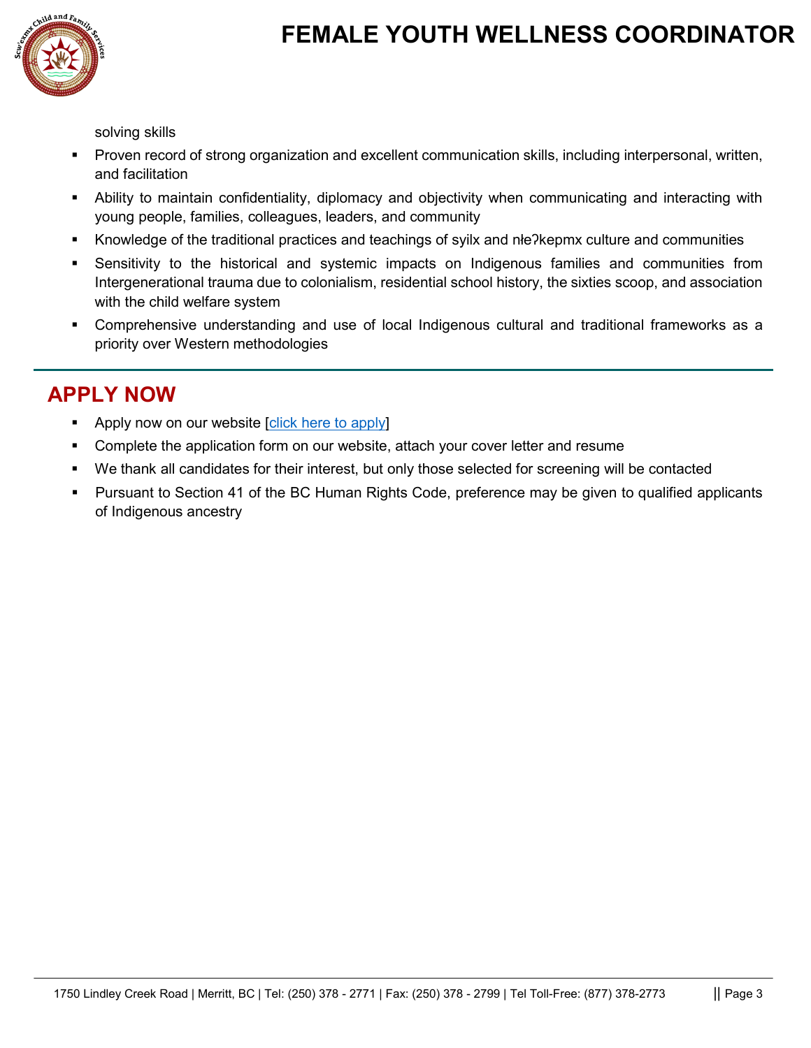solving skills

- Proven record of strong organization and excellent communication skills, including interpersonal, written, and facilitation
- Ability to maintain confidentiality, diplomacy and objectivity when communicating and interacting with young people, families, colleagues, leaders, and community
- Knowledge of the traditional practices and teachings of syilx and nłeʔkepmx culture and communities
- Sensitivity to the historical and systemic impacts on Indigenous families and communities from Intergenerational trauma due to colonialism, residential school history, the sixties scoop, and association with the child welfare system
- Comprehensive understanding and use of local Indigenous cultural and traditional frameworks as a priority over Western methodologies

## APPLY NOW

- Apply now on our website [click here to apply]
- Complete the application form on our website, attach your cover letter and resume
- We thank all candidates for their interest, but only those selected for screening will be contacted
- Pursuant to Section 41 of the BC Human Rights Code, preference may be given to qualified applicants of Indigenous ancestry